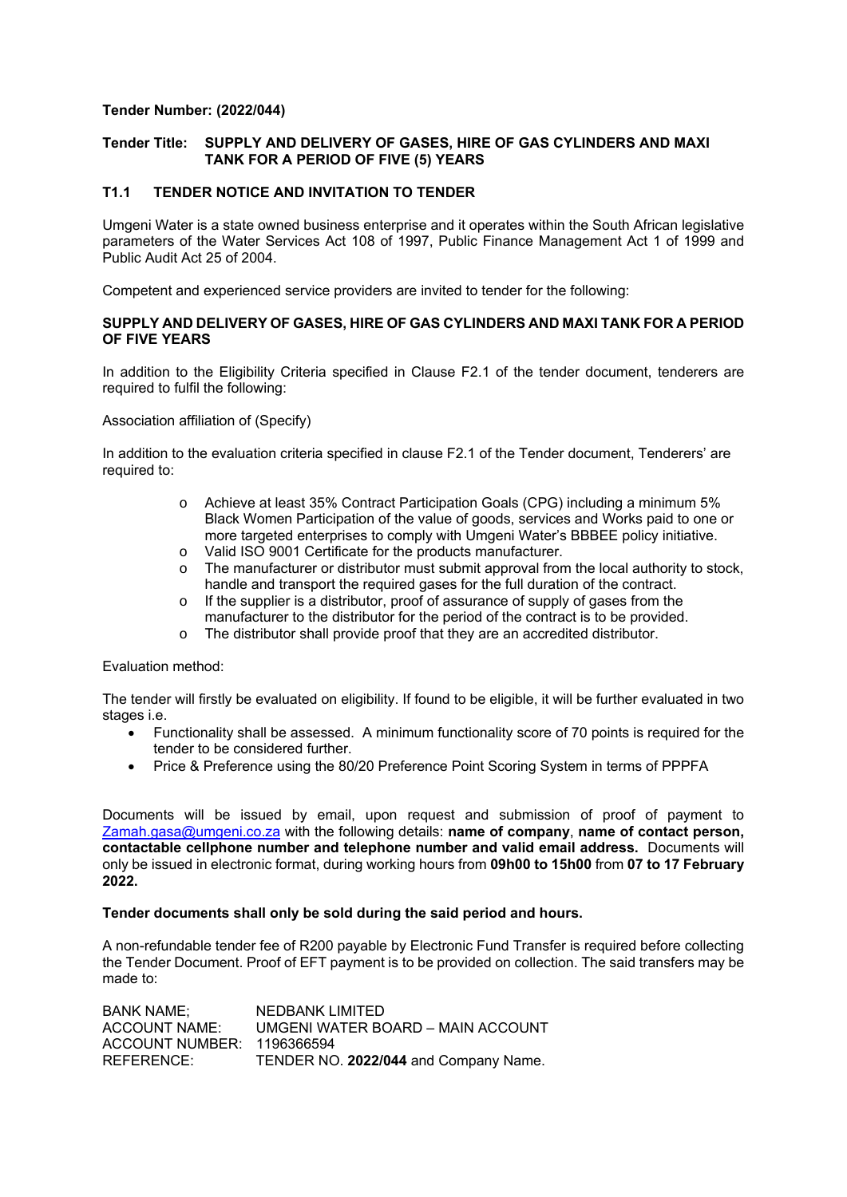**Tender Number: (2022/044)**

**Tender Title: SUPPLY AND DELIVERY OF GASES, HIRE OF GAS CYLINDERS AND MAXI TANK FOR A PERIOD OF FIVE (5) YEARS**

## T1.1 TENDER NOTICE AND INVITATION TO TENDER

Umgeni Water is a state owned business enterprise and it operates within the South African legislative parameters of the Water Services Act 108 of 1997, Public Finance Management Act 1 of 1999 and Public Audit Act 25 of 2004.

Competent and experienced service providers are invited to tender for the following:

**SUPPLY AND DELIVERY OF GASES, HIRE OF GAS CYLINDERS AND MAXI TANK FOR A PERIOD OF FIVE YEARS**

In addition to the Eligibility Criteria specified in Clause F2.1 of the tender document, tenderers are required to fulfil the following:

Association affiliation of (Specify)

In addition to the evaluation criteria specified in clause F2.1 of the Tender document, Tenderers' are required to:

- Achieve at least 35% Contract Participation Goals (CPG) including a minimum 5% Black Women Participation of the value of goods, services and Works paid to one or more targeted enterprises to comply with Umgeni Water's BBBEE policy initiative.
- Valid ISO 9001 Certificate for the products manufacturer.
- The manufacturer or distributor must submit approval from the local authority to stock, handle and transport the required gases for the full duration of the contract.
- If the supplier is a distributor, proof of assurance of supply of gases from the manufacturer to the distributor for the period of the contract is to be provided.
- The distributor shall provide proof that they are an accredited distributor.

Evaluation method:

The tender will firstly be evaluated on eligibility. If found to be eligible, it will be further evaluated in two stages i.e.

- Functionality shall be assessed. A minimum functionality score of 70 points is required for the tender to be considered further.
- Price & Preference using the 80/20 Preference Point Scoring System in terms of PPPFA

Documents will be issued by email, upon request and submission of proof of payment to Zamah.gasa@umgeni.co.za with the following details: **name of company**, **name of contact person, contactable cellphone number and telephone number and valid email address.** Documents will only be issued in electronic format, during working hours from **09h00 to 15h00** from **07 to 17 February 2022.**

**Tender documents shall only be sold during the said period and hours.**

A non-refundable tender fee of R200 payable by Electronic Fund Transfer is required before collecting the Tender Document. Proof of EFT payment is to be provided on collection. The said transfers may be made to:

BANK NAME; NEDBANK LIMITED
ACCOUNT NAME: UMGENI WATER BOARD – MAIN ACCOUNT
ACCOUNT NUMBER: 1196366594
REFERENCE: TENDER NO. **2022/044** and Company Name.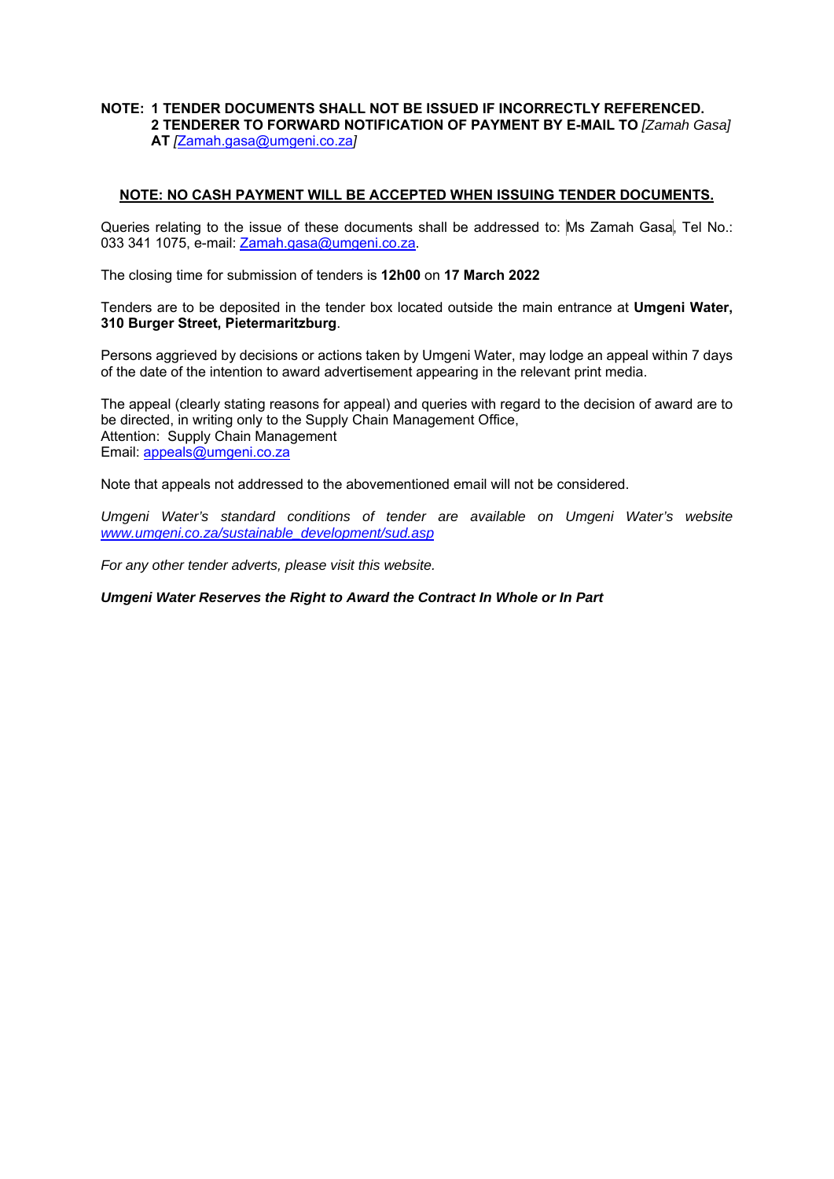**NOTE: 1 TENDER DOCUMENTS SHALL NOT BE ISSUED IF INCORRECTLY REFERENCED.**
**2 TENDERER TO FORWARD NOTIFICATION OF PAYMENT BY E-MAIL TO** *[Zamah Gasa]* **AT** *[Zamah.gasa@umgeni.co.za]*

**NOTE: NO CASH PAYMENT WILL BE ACCEPTED WHEN ISSUING TENDER DOCUMENTS.**

Queries relating to the issue of these documents shall be addressed to: Ms Zamah Gasa, Tel No.: 033 341 1075, e-mail: Zamah.gasa@umgeni.co.za.

The closing time for submission of tenders is **12h00** on **17 March 2022**

Tenders are to be deposited in the tender box located outside the main entrance at **Umgeni Water, 310 Burger Street, Pietermaritzburg**.

Persons aggrieved by decisions or actions taken by Umgeni Water, may lodge an appeal within 7 days of the date of the intention to award advertisement appearing in the relevant print media.

The appeal (clearly stating reasons for appeal) and queries with regard to the decision of award are to be directed, in writing only to the Supply Chain Management Office,
Attention: Supply Chain Management
Email: appeals@umgeni.co.za

Note that appeals not addressed to the abovementioned email will not be considered.

*Umgeni Water's standard conditions of tender are available on Umgeni Water's website www.umgeni.co.za/sustainable_development/sud.asp*

*For any other tender adverts, please visit this website.*

***Umgeni Water Reserves the Right to Award the Contract In Whole or In Part***